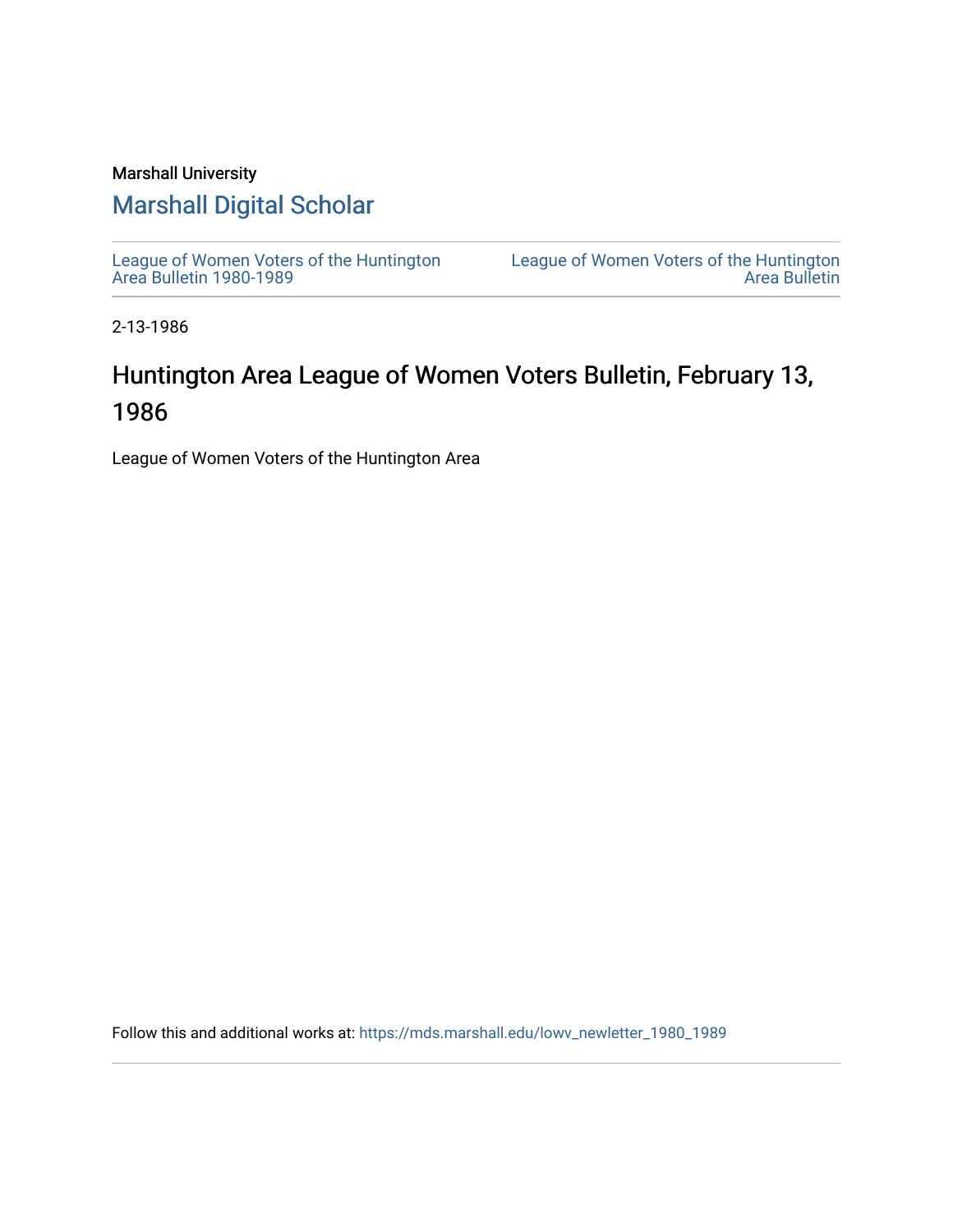Marshall University

# Marshall Digital Scholar

League of Women Voters of the Huntington Area Bulletin 1980-1989

League of Women Voters of the Huntington Area Bulletin

2-13-1986

## Huntington Area League of Women Voters Bulletin, February 13, 1986

League of Women Voters of the Huntington Area

Follow this and additional works at: https://mds.marshall.edu/lowv_newletter_1980_1989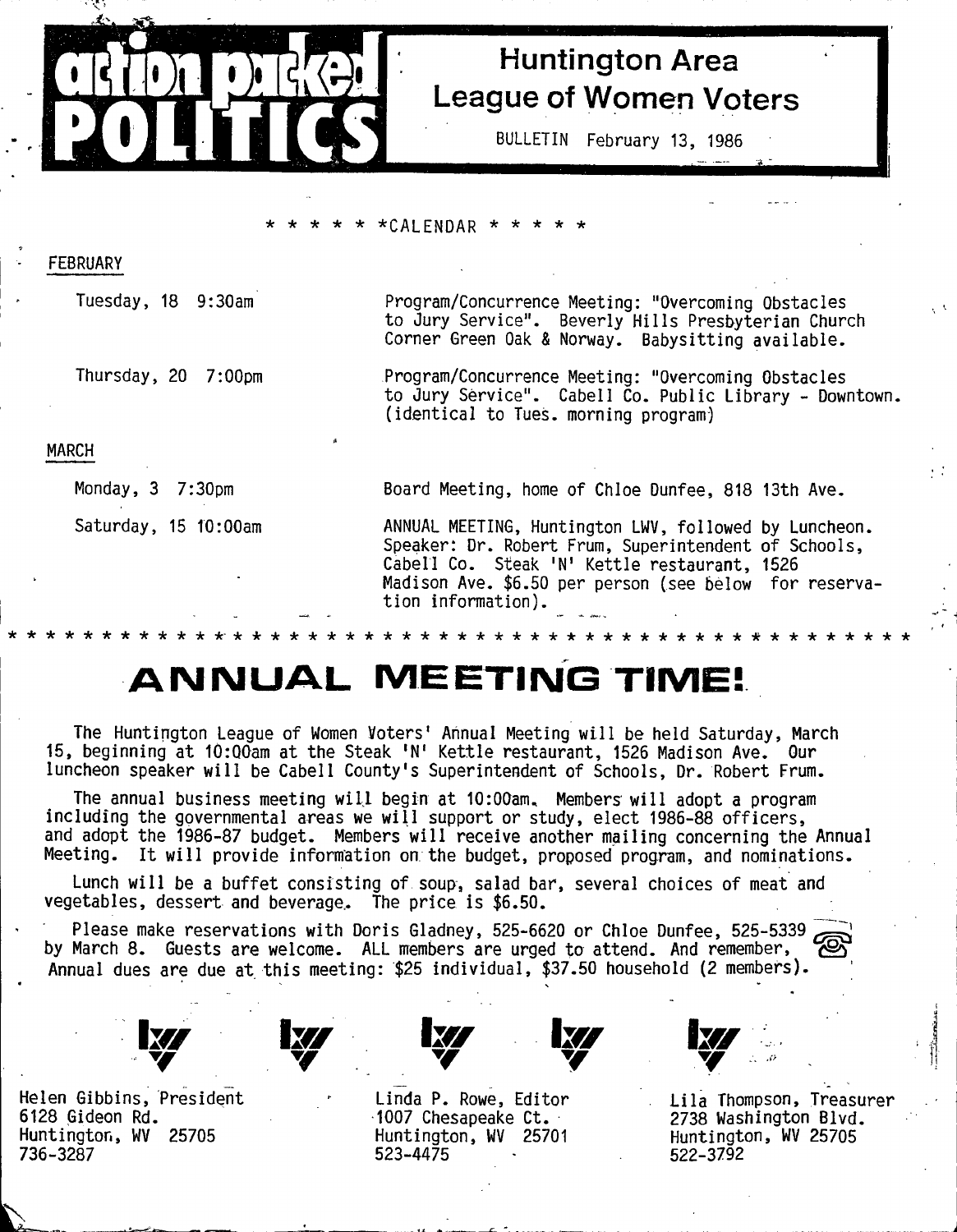# action packed POLITICS

## Huntington Area League of Women Voters

BULLETIN February 13, 1986

\* \* \* \* \* \*CALENDAR \* \* \* \* \*

**FEBRUARY**

| | |
|---|---|
| Tuesday, 18 9:30am | Program/Concurrence Meeting: "Overcoming Obstacles to Jury Service". Beverly Hills Presbyterian Church Corner Green Oak & Norway. Babysitting available. |
| Thursday, 20 7:00pm | Program/Concurrence Meeting: "Overcoming Obstacles to Jury Service". Cabell Co. Public Library - Downtown. (identical to Tues. morning program) |

**MARCH**

| | |
|---|---|
| Monday, 3 7:30pm | Board Meeting, home of Chloe Dunfee, 818 13th Ave. |
| Saturday, 15 10:00am | ANNUAL MEETING, Huntington LWV, followed by Luncheon. Speaker: Dr. Robert Frum, Superintendent of Schools, Cabell Co. Steak 'N' Kettle restaurant, 1526 Madison Ave. $6.50 per person (see below for reservation information). |

\* \* \* \* \* \* \* \* \* \* \* \* \* \* \* \* \* \* \* \* \* \* \* \* \* \* \* \* \* \* \* \* \* \* \* \* \* \* \* \* \* \* \* \* \* \* \*

# ANNUAL MEETING TIME!

The Huntington League of Women Voters' Annual Meeting will be held Saturday, March 15, beginning at 10:00am at the Steak 'N' Kettle restaurant, 1526 Madison Ave. Our luncheon speaker will be Cabell County's Superintendent of Schools, Dr. Robert Frum.

The annual business meeting will begin at 10:00am. Members will adopt a program including the governmental areas we will support or study, elect 1986-88 officers, and adopt the 1986-87 budget. Members will receive another mailing concerning the Annual Meeting. It will provide information on the budget, proposed program, and nominations.

Lunch will be a buffet consisting of soup, salad bar, several choices of meat and vegetables, dessert and beverage. The price is $6.50.

Please make reservations with Doris Gladney, 525-6620 or Chloe Dunfee, 525-5339 by March 8. Guests are welcome. ALL members are urged to attend. And remember, Annual dues are due at this meeting: $25 individual, $37.50 household (2 members).

Helen Gibbins, President
6128 Gideon Rd.
Huntington, WV 25705
736-3287

Linda P. Rowe, Editor
1007 Chesapeake Ct.
Huntington, WV 25701
523-4475

Lila Thompson, Treasurer
2738 Washington Blvd.
Huntington, WV 25705
522-3792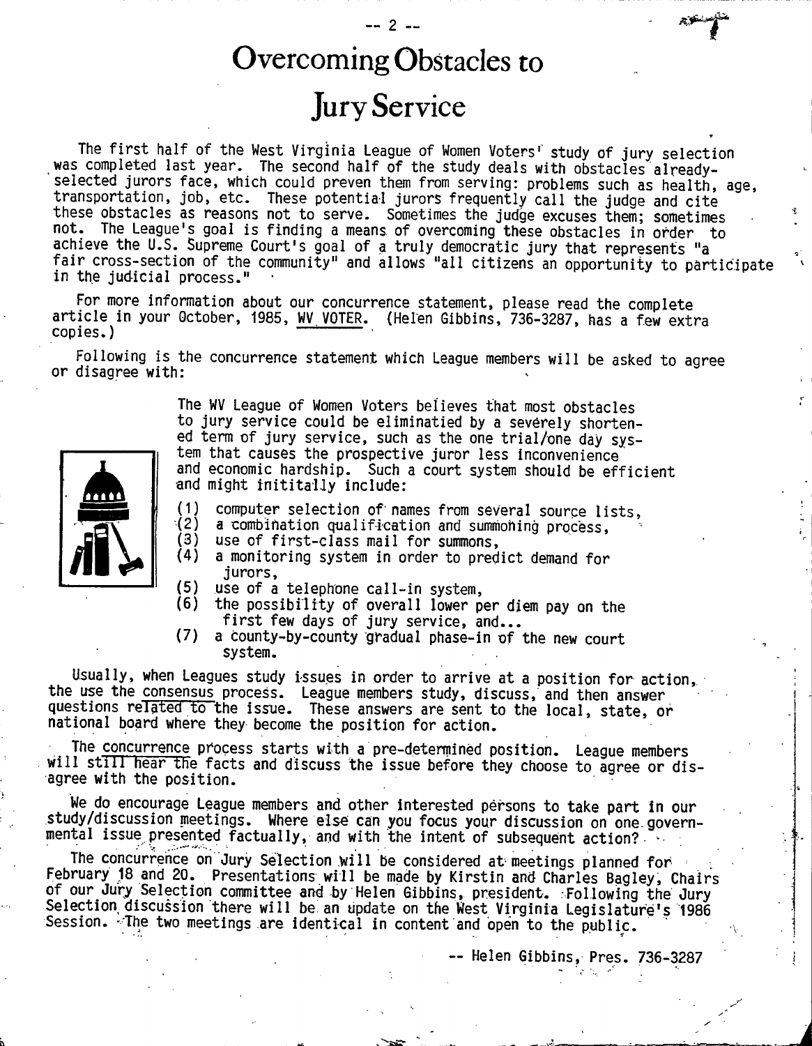# Overcoming Obstacles to Jury Service

The first half of the West Virginia League of Women Voters' study of jury selection was completed last year. The second half of the study deals with obstacles already-selected jurors face, which could preven them from serving: problems such as health, age, transportation, job, etc. These potential jurors frequently call the judge and cite these obstacles as reasons not to serve. Sometimes the judge excuses them; sometimes not. The League's goal is finding a means of overcoming these obstacles in order to achieve the U.S. Supreme Court's goal of a truly democratic jury that represents "a fair cross-section of the community" and allows "all citizens an opportunity to participate in the judicial process."

For more information about our concurrence statement, please read the complete article in your October, 1985, <u>WV VOTER</u>. (Helen Gibbins, 736-3287, has a few extra copies.)

Following is the concurrence statement which League members will be asked to agree or disagree with:

> The WV League of Women Voters believes that most obstacles to jury service could be eliminatied by a severely shortened term of jury service, such as the one trial/one day system that causes the prospective juror less inconvenience and economic hardship. Such a court system should be efficient and might initially include:
>
> (1) computer selection of names from several source lists,
> (2) a combination qualification and summoning process,
> (3) use of first-class mail for summons,
> (4) a monitoring system in order to predict demand for jurors,
> (5) use of a telephone call-in system,
> (6) the possibility of overall lower per diem pay on the first few days of jury service, and...
> (7) a county-by-county gradual phase-in of the new court system.

Usually, when Leagues study issues in order to arrive at a position for action, the use the <u>consensus</u> process. League members study, discuss, and then answer questions <u>related to</u> the issue. These answers are sent to the local, state, or national board where they become the position for action.

The <u>concurrence</u> process starts with a pre-determined position. League members will <u>still hear the</u> facts and discuss the issue before they choose to agree or disagree with the position.

We do encourage League members and other interested persons to take part in our study/discussion meetings. Where else can you focus your discussion on one governmental issue presented factually, and with the intent of subsequent action?

The concurrence on Jury Selection will be considered at meetings planned for February 18 and 20. Presentations will be made by Kirstin and Charles Bagley, Chairs of our Jury Selection committee and by Helen Gibbins, president. Following the Jury Selection discussion there will be an update on the West Virginia Legislature's 1986 Session. The two meetings are identical in content and open to the public.

-- Helen Gibbins, Pres. 736-3287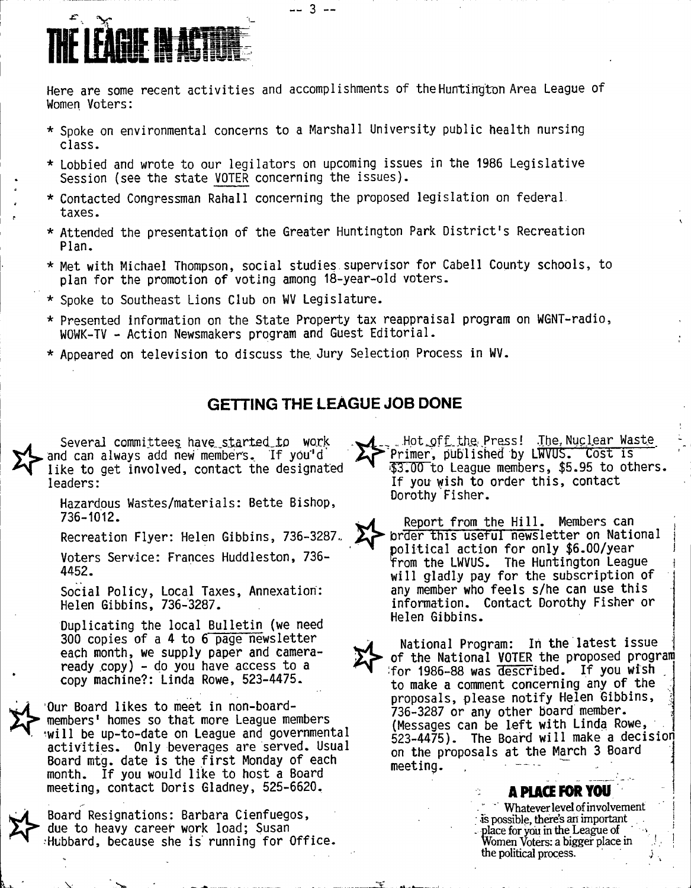# THE LEAGUE IN ACTION

Here are some recent activities and accomplishments of the Huntington Area League of Women Voters:

* Spoke on environmental concerns to a Marshall University public health nursing class.
* Lobbied and wrote to our legilators on upcoming issues in the 1986 Legislative Session (see the state VOTER concerning the issues).
* Contacted Congressman Rahall concerning the proposed legislation on federal taxes.
* Attended the presentation of the Greater Huntington Park District's Recreation Plan.
* Met with Michael Thompson, social studies supervisor for Cabell County schools, to plan for the promotion of voting among 18-year-old voters.
* Spoke to Southeast Lions Club on WV Legislature.
* Presented information on the State Property tax reappraisal program on WGNT-radio, WOWK-TV - Action Newsmakers program and Guest Editorial.
* Appeared on television to discuss the Jury Selection Process in WV.

## GETTING THE LEAGUE JOB DONE

Several committees have started to work and can always add new members. If you'd like to get involved, contact the designated leaders:

Hazardous Wastes/materials: Bette Bishop, 736-1012.

Recreation Flyer: Helen Gibbins, 736-3287.

Voters Service: Frances Huddleston, 736-4452.

Social Policy, Local Taxes, Annexation: Helen Gibbins, 736-3287.

Duplicating the local Bulletin (we need 300 copies of a 4 to 6 page newsletter each month, we supply paper and camera-ready copy) - do you have access to a copy machine?: Linda Rowe, 523-4475.

Our Board likes to meet in non-board-members' homes so that more League members will be up-to-date on League and governmental activities. Only beverages are served. Usual Board mtg. date is the first Monday of each month. If you would like to host a Board meeting, contact Doris Gladney, 525-6620.

Board Resignations: Barbara Cienfuegos, due to heavy career work load; Susan Hubbard, because she is running for Office.

Hot off the Press! The Nuclear Waste Primer, published by LWVUS. Cost is $3.00 to League members, $5.95 to others. If you wish to order this, contact Dorothy Fisher.

Report from the Hill. Members can order this useful newsletter on National political action for only $6.00/year from the LWVUS. The Huntington League will gladly pay for the subscription of any member who feels s/he can use this information. Contact Dorothy Fisher or Helen Gibbins.

National Program: In the latest issue of the National VOTER the proposed program for 1986-88 was described. If you wish to make a comment concerning any of the proposals, please notify Helen Gibbins, 736-3287 or any other board member. (Messages can be left with Linda Rowe, 523-4475). The Board will make a decision on the proposals at the March 3 Board meeting.

**A PLACE FOR YOU**

Whatever level of involvement is possible, there's an important place for you in the League of Women Voters: a bigger place in the political process.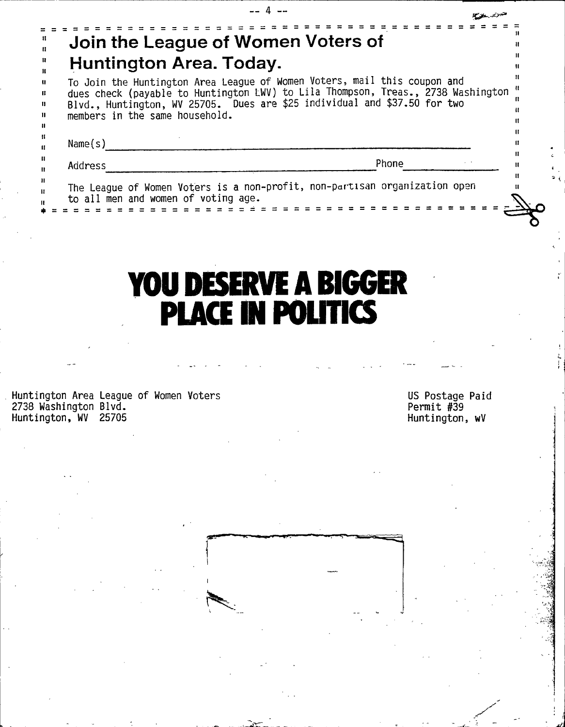## Join the League of Women Voters of Huntington Area. Today.

To Join the Huntington Area League of Women Voters, mail this coupon and dues check (payable to Huntington LWV) to Lila Thompson, Treas., 2738 Washington Blvd., Huntington, WV 25705. Dues are $25 individual and $37.50 for two members in the same household.

Name(s)\_\_\_\_\_\_\_\_\_\_\_\_\_\_\_\_\_\_\_\_\_\_\_\_\_\_\_\_\_\_\_\_\_\_\_\_\_\_\_\_\_\_\_\_

Address\_\_\_\_\_\_\_\_\_\_\_\_\_\_\_\_\_\_\_\_\_\_\_\_\_\_\_\_\_\_\_\_ Phone\_\_\_\_\_\_\_\_\_\_\_\_

The League of Women Voters is a non-profit, non-partisan organization open to all men and women of voting age.

# YOU DESERVE A BIGGER PLACE IN POLITICS

Huntington Area League of Women Voters
2738 Washington Blvd.
Huntington, WV 25705

US Postage Paid
Permit #39
Huntington, wV